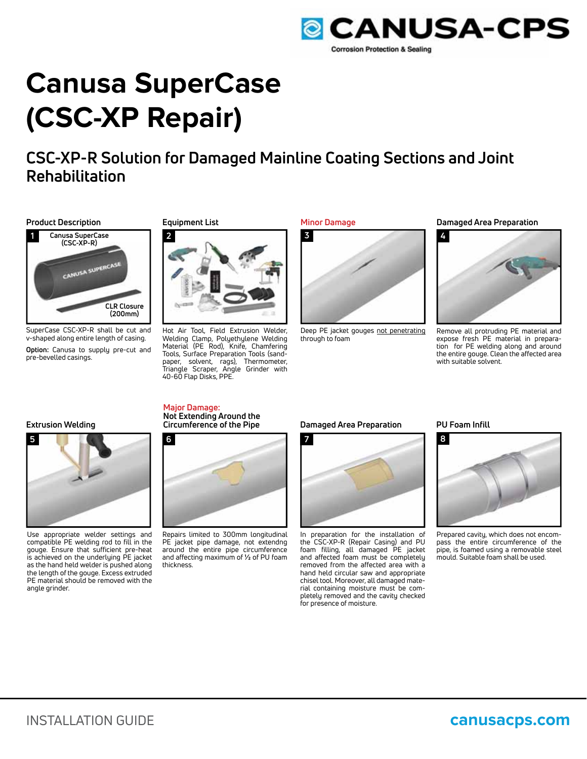# Canusa SuperCase (CSC-XP Repair)

## CSC-XP-R Solution for Damaged Mainline Coating Sections and Joint Rehabilitation

### Product Description

1 Canusa SuperCase (CSC-XP-R)

CLR Closure (200mm)

SuperCase CSC-XP-R shall be cut and v-shaped along entire length of casing.

**Option:** Canusa to supply pre-cut and pre-bevelled casings.

### Equipment List

2

Hot Air Tool, Field Extrusion Welder, Welding Clamp, Polyethylene Welding Material (PE Rod), Knife, Chamfering Tools, Surface Preparation Tools (sandpaper, solvent, rags), Thermometer, Triangle Scraper, Angle Grinder with 40-60 Flap Disks, PPE.

### Minor Damage

3

Deep PE jacket gouges not penetrating through to foam

### Damaged Area Preparation

4

Remove all protruding PE material and expose fresh PE material in preparation for PE welding along and around the entire gouge. Clean the affected area with suitable solvent.

### Extrusion Welding

5

Use appropriate welder settings and compatible PE welding rod to fill in the gouge. Ensure that sufficient pre-heat is achieved on the underlying PE jacket as the hand held welder is pushed along the length of the gouge. Excess extruded PE material should be removed with the angle grinder.

### Major Damage: Not Extending Around the Circumference of the Pipe

6

Repairs limited to 300mm longitudinal PE jacket pipe damage, not extendng around the entire pipe circumference and affecting maximum of ½ of PU foam thickness.

### Damaged Area Preparation

7

In preparation for the installation of the CSC-XP-R (Repair Casing) and PU foam filling, all damaged PE jacket and affected foam must be completely removed from the affected area with a hand held circular saw and appropriate chisel tool. Moreover, all damaged material containing moisture must be completely removed and the cavity checked for presence of moisture.

### PU Foam Infill

8

Prepared cavity, which does not encompass the entire circumference of the pipe, is foamed using a removable steel mould. Suitable foam shall be used.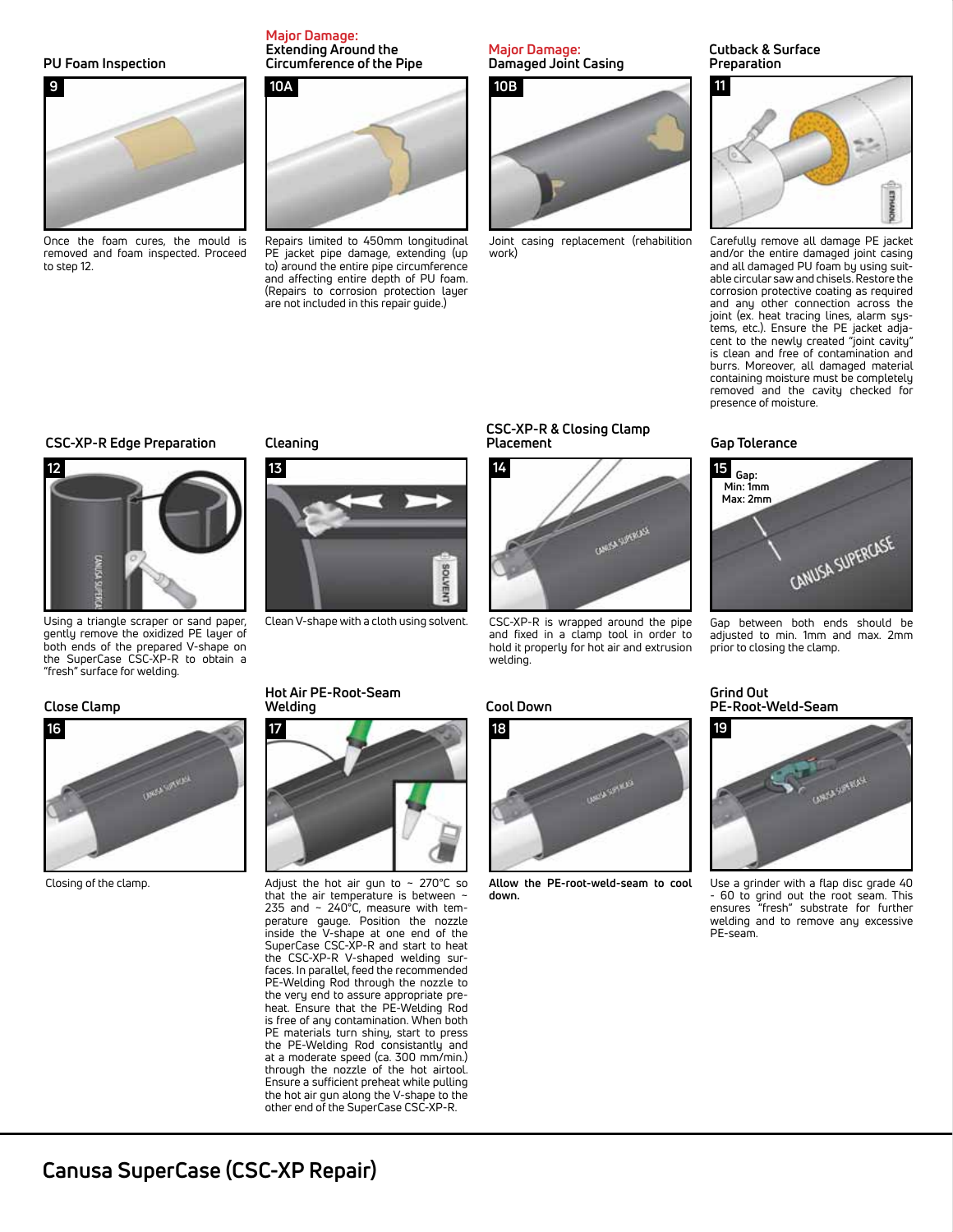## PU Foam Inspection

**9**

Once the foam cures, the mould is removed and foam inspected. Proceed to step 12.

## Major Damage: Extending Around the Circumference of the Pipe

**10A**

Repairs limited to 450mm longitudinal PE jacket pipe damage, extending (up to) around the entire pipe circumference and affecting entire depth of PU foam. (Repairs to corrosion protection layer are not included in this repair guide.)

## Major Damage: Damaged Joint Casing

**10B**

Joint casing replacement (rehabilition work)

## Cutback & Surface Preparation

**11**

Carefully remove all damage PE jacket and/or the entire damaged joint casing and all damaged PU foam by using suitable circular saw and chisels. Restore the corrosion protective coating as required and any other connection across the joint (ex. heat tracing lines, alarm systems, etc.). Ensure the PE jacket adjacent to the newly created "joint cavity" is clean and free of contamination and burrs. Moreover, all damaged material containing moisture must be completely removed and the cavity checked for presence of moisture.

## CSC-XP-R Edge Preparation

**12**

Using a triangle scraper or sand paper, gently remove the oxidized PE layer of both ends of the prepared V-shape on the SuperCase CSC-XP-R to obtain a "fresh" surface for welding.

## Cleaning

**13**

Clean V-shape with a cloth using solvent.

## CSC-XP-R & Closing Clamp Placement

**14**

CSC-XP-R is wrapped around the pipe and fixed in a clamp tool in order to hold it properly for hot air and extrusion welding.

## Gap Tolerance

**15**

Gap:
Min: 1mm
Max: 2mm

Gap between both ends should be adjusted to min. 1mm and max. 2mm prior to closing the clamp.

## Close Clamp

**16**

Closing of the clamp.

## Hot Air PE-Root-Seam Welding

**17**

Adjust the hot air gun to ~ 270°C so that the air temperature is between ~ 235 and ~ 240°C, measure with temperature gauge. Position the nozzle inside the V-shape at one end of the SuperCase CSC-XP-R and start to heat the CSC-XP-R V-shaped welding surfaces. In parallel, feed the recommended PE-Welding Rod through the nozzle to the very end to assure appropriate preheat. Ensure that the PE-Welding Rod is free of any contamination. When both PE materials turn shiny, start to press the PE-Welding Rod consistantly and at a moderate speed (ca. 300 mm/min.) through the nozzle of the hot airtool. Ensure a sufficient preheat while pulling the hot air gun along the V-shape to the other end of the SuperCase CSC-XP-R.

## Cool Down

**18**

**Allow the PE-root-weld-seam to cool down.**

## Grind Out PE-Root-Weld-Seam

**19**

Use a grinder with a flap disc grade 40 - 60 to grind out the root seam. This ensures "fresh" substrate for further welding and to remove any excessive PE-seam.

# Canusa SuperCase (CSC-XP Repair)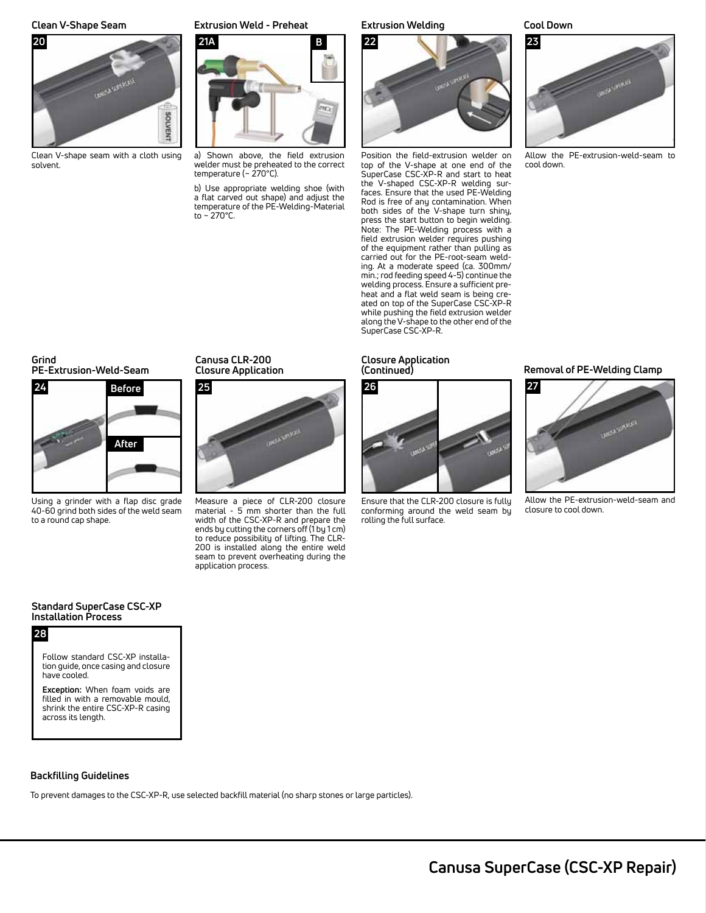### Clean V-Shape Seam

**20**

Clean V-shape seam with a cloth using solvent.

### Extrusion Weld - Preheat

**21A** / **B**

a) Shown above, the field extrusion welder must be preheated to the correct temperature (~ 270°C).

b) Use appropriate welding shoe (with a flat carved out shape) and adjust the temperature of the PE-Welding-Material to ~ 270°C.

### Extrusion Welding

**22**

Position the field-extrusion welder on top of the V-shape at one end of the SuperCase CSC-XP-R and start to heat the V-shaped CSC-XP-R welding surfaces. Ensure that the used PE-Welding Rod is free of any contamination. When both sides of the V-shape turn shiny, press the start button to begin welding. Note: The PE-Welding process with a field extrusion welder requires pushing of the equipment rather than pulling as carried out for the PE-root-seam welding. At a moderate speed (ca. 300mm/min.; rod feeding speed 4-5) continue the welding process. Ensure a sufficient preheat and a flat weld seam is being created on top of the SuperCase CSC-XP-R while pushing the field extrusion welder along the V-shape to the other end of the SuperCase CSC-XP-R.

### Cool Down

**23**

Allow the PE-extrusion-weld-seam to cool down.

### Grind PE-Extrusion-Weld-Seam

**24** — Before / After

Using a grinder with a flap disc grade 40-60 grind both sides of the weld seam to a round cap shape.

### Canusa CLR-200 Closure Application

**25**

Measure a piece of CLR-200 closure material - 5 mm shorter than the full width of the CSC-XP-R and prepare the ends by cutting the corners off (1 by 1 cm) to reduce possibility of lifting. The CLR-200 is installed along the entire weld seam to prevent overheating during the application process.

### Closure Application (Continued)

**26**

Ensure that the CLR-200 closure is fully conforming around the weld seam by rolling the full surface.

### Removal of PE-Welding Clamp

**27**

Allow the PE-extrusion-weld-seam and closure to cool down.

### Standard SuperCase CSC-XP Installation Process

**28**

Follow standard CSC-XP installation guide, once casing and closure have cooled.

**Exception:** When foam voids are filled in with a removable mould, shrink the entire CSC-XP-R casing across its length.

### Backfilling Guidelines

To prevent damages to the CSC-XP-R, use selected backfill material (no sharp stones or large particles).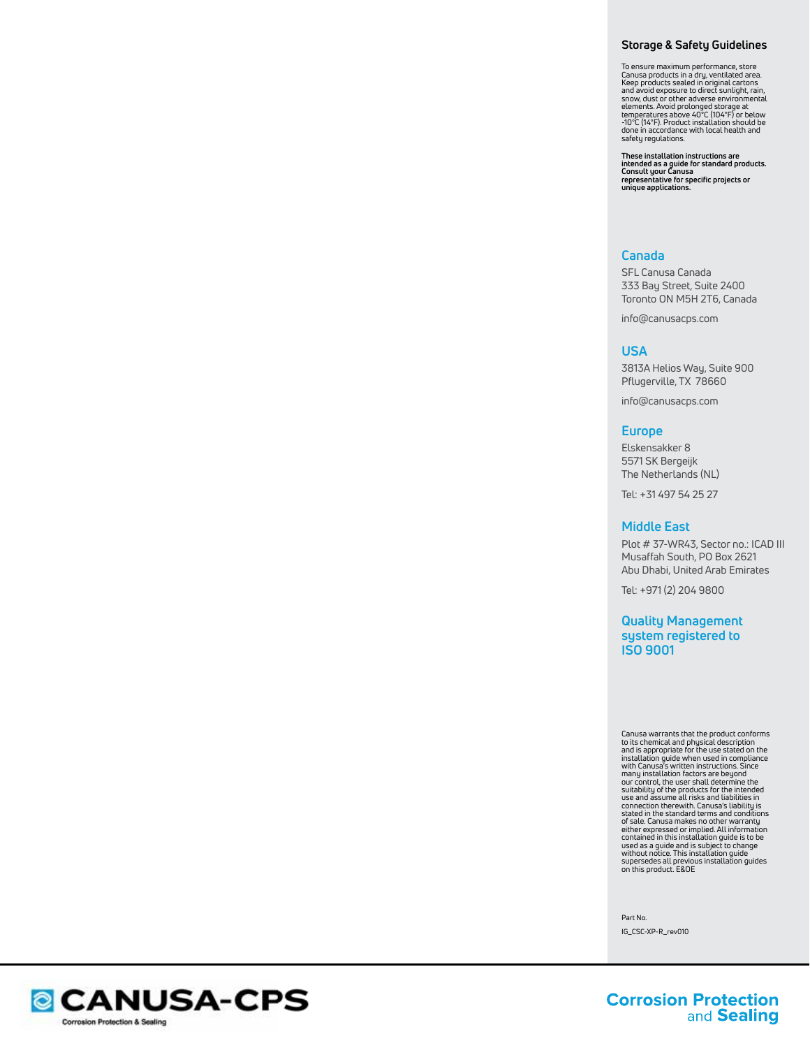## Storage & Safety Guidelines

To ensure maximum performance, store Canusa products in a dry, ventilated area. Keep products sealed in original cartons and avoid exposure to direct sunlight, rain, snow, dust or other adverse environmental elements. Avoid prolonged storage at temperatures above 40°C (104°F) or below -10°C (14°F). Product installation should be done in accordance with local health and safety regulations.

**These installation instructions are intended as a guide for standard products. Consult your Canusa representative for specific projects or unique applications.**

### Canada

SFL Canusa Canada
333 Bay Street, Suite 2400
Toronto ON M5H 2T6, Canada

info@canusacps.com

### USA

3813A Helios Way, Suite 900
Pflugerville, TX 78660

info@canusacps.com

### Europe

Elskensakker 8
5571 SK Bergeijk
The Netherlands (NL)

Tel: +31 497 54 25 27

### Middle East

Plot # 37-WR43, Sector no.: ICAD III
Musaffah South, PO Box 2621
Abu Dhabi, United Arab Emirates

Tel: +971 (2) 204 9800

### Quality Management system registered to ISO 9001

Canusa warrants that the product conforms to its chemical and physical description and is appropriate for the use stated on the installation guide when used in compliance with Canusa's written instructions. Since many installation factors are beyond our control, the user shall determine the suitability of the products for the intended use and assume all risks and liabilities in connection therewith. Canusa's liability is stated in the standard terms and conditions of sale. Canusa makes no other warranty either expressed or implied. All information contained in this installation guide is to be used as a guide and is subject to change without notice. This installation guide supersedes all previous installation guides on this product. E&OE

Part No.
IG_CSC-XP-R_rev010

CANUSA-CPS
Corrosion Protection & Sealing

Corrosion Protection and Sealing